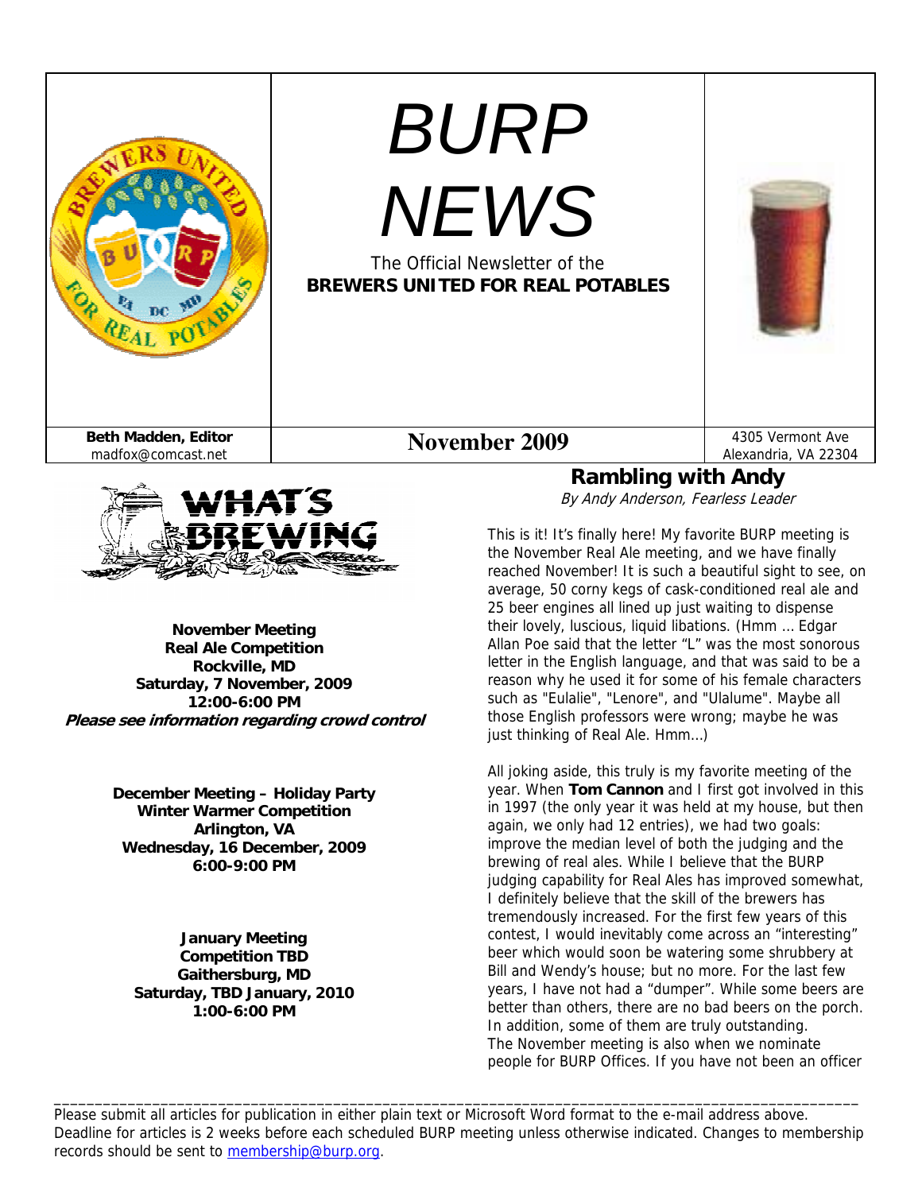# BURP NEWS

The Official Newsletter of the
**BREWERS UNITED FOR REAL POTABLES**

**Beth Madden, Editor**
madfox@comcast.net

**November 2009**

4305 Vermont Ave
Alexandria, VA 22304

## WHAT'S BREWING

**November Meeting**
**Real Ale Competition**
**Rockville, MD**
**Saturday, 7 November, 2009**
**12:00-6:00 PM**
***Please see information regarding crowd control***

**December Meeting – Holiday Party**
**Winter Warmer Competition**
**Arlington, VA**
**Wednesday, 16 December, 2009**
**6:00-9:00 PM**

**January Meeting**
**Competition TBD**
**Gaithersburg, MD**
**Saturday, TBD January, 2010**
**1:00-6:00 PM**

## Rambling with Andy

*By Andy Anderson, Fearless Leader*

This is it! It's finally here! My favorite BURP meeting is the November Real Ale meeting, and we have finally reached November! It is such a beautiful sight to see, on average, 50 corny kegs of cask-conditioned real ale and 25 beer engines all lined up just waiting to dispense their lovely, luscious, liquid libations. (Hmm … Edgar Allan Poe said that the letter "L" was the most sonorous letter in the English language, and that was said to be a reason why he used it for some of his female characters such as "Eulalie", "Lenore", and "Ulalume". Maybe all those English professors were wrong; maybe he was just thinking of Real Ale. Hmm…)

All joking aside, this truly is my favorite meeting of the year. When **Tom Cannon** and I first got involved in this in 1997 (the only year it was held at my house, but then again, we only had 12 entries), we had two goals: improve the median level of both the judging and the brewing of real ales. While I believe that the BURP judging capability for Real Ales has improved somewhat, I definitely believe that the skill of the brewers has tremendously increased. For the first few years of this contest, I would inevitably come across an "interesting" beer which would soon be watering some shrubbery at Bill and Wendy's house; but no more. For the last few years, I have not had a "dumper". While some beers are better than others, there are no bad beers on the porch. In addition, some of them are truly outstanding.

The November meeting is also when we nominate people for BURP Offices. If you have not been an officer

---

Please submit all articles for publication in either plain text or Microsoft Word format to the e-mail address above. Deadline for articles is 2 weeks before each scheduled BURP meeting unless otherwise indicated. Changes to membership records should be sent to membership@burp.org.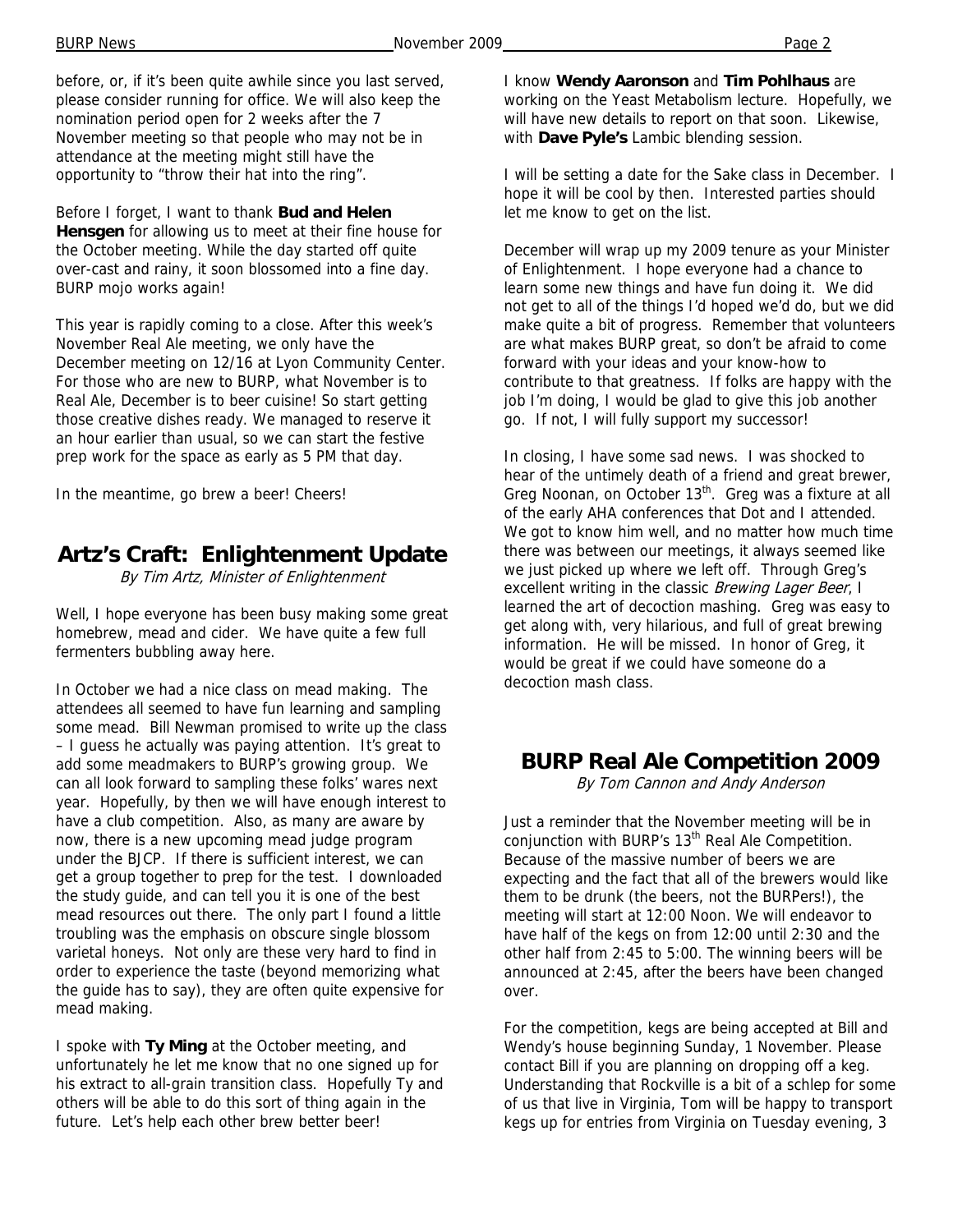before, or, if it's been quite awhile since you last served, please consider running for office. We will also keep the nomination period open for 2 weeks after the 7 November meeting so that people who may not be in attendance at the meeting might still have the opportunity to "throw their hat into the ring".

Before I forget, I want to thank **Bud and Helen Hensgen** for allowing us to meet at their fine house for the October meeting. While the day started off quite over-cast and rainy, it soon blossomed into a fine day. BURP mojo works again!

This year is rapidly coming to a close. After this week's November Real Ale meeting, we only have the December meeting on 12/16 at Lyon Community Center. For those who are new to BURP, what November is to Real Ale, December is to beer cuisine! So start getting those creative dishes ready. We managed to reserve it an hour earlier than usual, so we can start the festive prep work for the space as early as 5 PM that day.

In the meantime, go brew a beer! Cheers!

## Artz's Craft: Enlightenment Update

*By Tim Artz, Minister of Enlightenment*

Well, I hope everyone has been busy making some great homebrew, mead and cider. We have quite a few full fermenters bubbling away here.

In October we had a nice class on mead making. The attendees all seemed to have fun learning and sampling some mead. Bill Newman promised to write up the class – I guess he actually was paying attention. It's great to add some meadmakers to BURP's growing group. We can all look forward to sampling these folks' wares next year. Hopefully, by then we will have enough interest to have a club competition. Also, as many are aware by now, there is a new upcoming mead judge program under the BJCP. If there is sufficient interest, we can get a group together to prep for the test. I downloaded the study guide, and can tell you it is one of the best mead resources out there. The only part I found a little troubling was the emphasis on obscure single blossom varietal honeys. Not only are these very hard to find in order to experience the taste (beyond memorizing what the guide has to say), they are often quite expensive for mead making.

I spoke with **Ty Ming** at the October meeting, and unfortunately he let me know that no one signed up for his extract to all-grain transition class. Hopefully Ty and others will be able to do this sort of thing again in the future. Let's help each other brew better beer!

I know **Wendy Aaronson** and **Tim Pohlhaus** are working on the Yeast Metabolism lecture. Hopefully, we will have new details to report on that soon. Likewise, with **Dave Pyle's** Lambic blending session.

I will be setting a date for the Sake class in December. I hope it will be cool by then. Interested parties should let me know to get on the list.

December will wrap up my 2009 tenure as your Minister of Enlightenment. I hope everyone had a chance to learn some new things and have fun doing it. We did not get to all of the things I'd hoped we'd do, but we did make quite a bit of progress. Remember that volunteers are what makes BURP great, so don't be afraid to come forward with your ideas and your know-how to contribute to that greatness. If folks are happy with the job I'm doing, I would be glad to give this job another go. If not, I will fully support my successor!

In closing, I have some sad news. I was shocked to hear of the untimely death of a friend and great brewer, Greg Noonan, on October 13th. Greg was a fixture at all of the early AHA conferences that Dot and I attended. We got to know him well, and no matter how much time there was between our meetings, it always seemed like we just picked up where we left off. Through Greg's excellent writing in the classic *Brewing Lager Beer*, I learned the art of decoction mashing. Greg was easy to get along with, very hilarious, and full of great brewing information. He will be missed. In honor of Greg, it would be great if we could have someone do a decoction mash class.

## BURP Real Ale Competition 2009

*By Tom Cannon and Andy Anderson*

Just a reminder that the November meeting will be in conjunction with BURP's 13th Real Ale Competition. Because of the massive number of beers we are expecting and the fact that all of the brewers would like them to be drunk (the beers, not the BURPers!), the meeting will start at 12:00 Noon. We will endeavor to have half of the kegs on from 12:00 until 2:30 and the other half from 2:45 to 5:00. The winning beers will be announced at 2:45, after the beers have been changed over.

For the competition, kegs are being accepted at Bill and Wendy's house beginning Sunday, 1 November. Please contact Bill if you are planning on dropping off a keg. Understanding that Rockville is a bit of a schlep for some of us that live in Virginia, Tom will be happy to transport kegs up for entries from Virginia on Tuesday evening, 3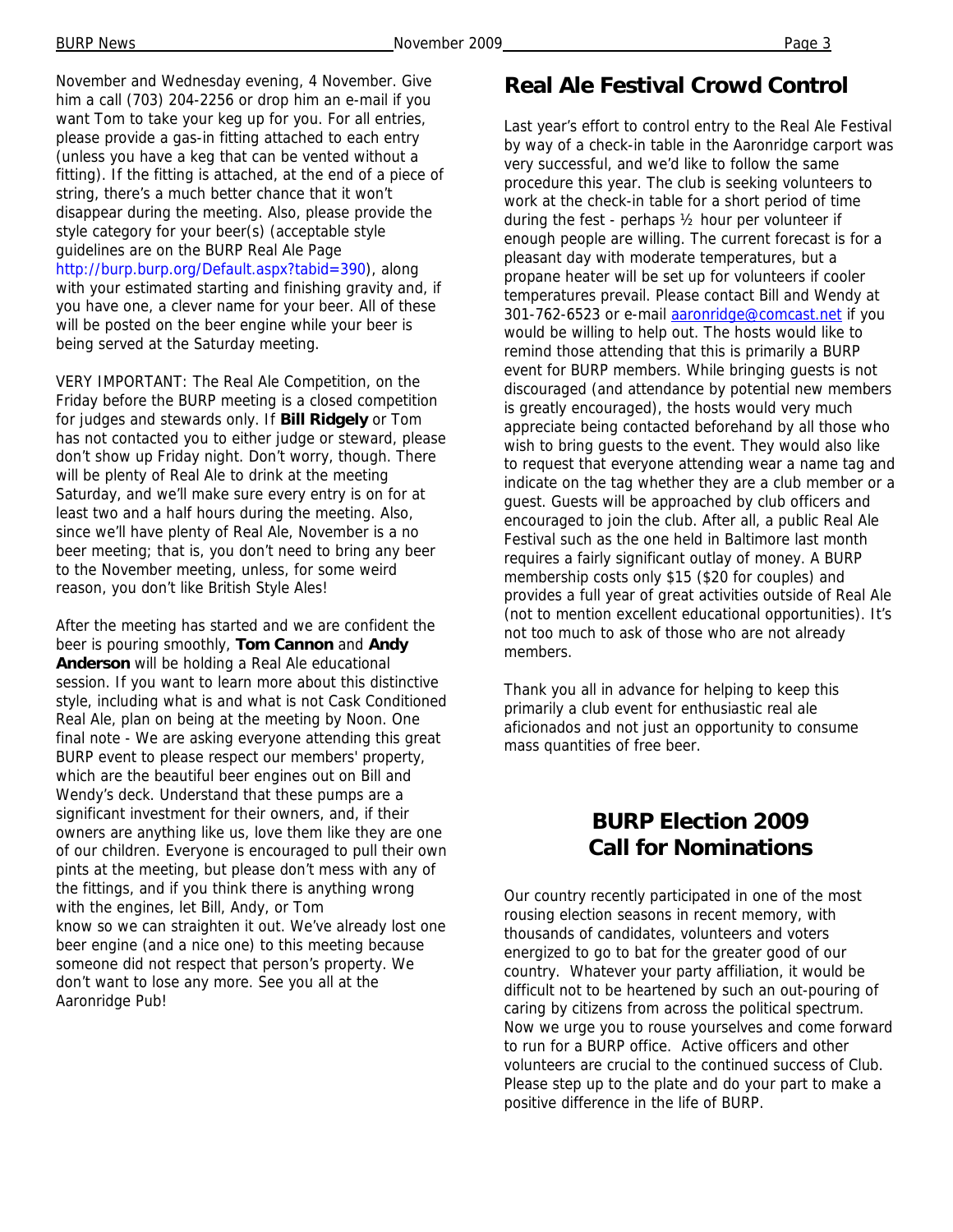November and Wednesday evening, 4 November. Give him a call (703) 204-2256 or drop him an e-mail if you want Tom to take your keg up for you. For all entries, please provide a gas-in fitting attached to each entry (unless you have a keg that can be vented without a fitting). If the fitting is attached, at the end of a piece of string, there's a much better chance that it won't disappear during the meeting. Also, please provide the style category for your beer(s) (acceptable style guidelines are on the BURP Real Ale Page http://burp.burp.org/Default.aspx?tabid=390), along with your estimated starting and finishing gravity and, if you have one, a clever name for your beer. All of these will be posted on the beer engine while your beer is being served at the Saturday meeting.

VERY IMPORTANT: The Real Ale Competition, on the Friday before the BURP meeting is a closed competition for judges and stewards only. If **Bill Ridgely** or Tom has not contacted you to either judge or steward, please don't show up Friday night. Don't worry, though. There will be plenty of Real Ale to drink at the meeting Saturday, and we'll make sure every entry is on for at least two and a half hours during the meeting. Also, since we'll have plenty of Real Ale, November is a no beer meeting; that is, you don't need to bring any beer to the November meeting, unless, for some weird reason, you don't like British Style Ales!

After the meeting has started and we are confident the beer is pouring smoothly, **Tom Cannon** and **Andy Anderson** will be holding a Real Ale educational session. If you want to learn more about this distinctive style, including what is and what is not Cask Conditioned Real Ale, plan on being at the meeting by Noon. One final note - We are asking everyone attending this great BURP event to please respect our members' property, which are the beautiful beer engines out on Bill and Wendy's deck. Understand that these pumps are a significant investment for their owners, and, if their owners are anything like us, love them like they are one of our children. Everyone is encouraged to pull their own pints at the meeting, but please don't mess with any of the fittings, and if you think there is anything wrong with the engines, let Bill, Andy, or Tom know so we can straighten it out. We've already lost one beer engine (and a nice one) to this meeting because someone did not respect that person's property. We don't want to lose any more. See you all at the Aaronridge Pub!

## Real Ale Festival Crowd Control

Last year's effort to control entry to the Real Ale Festival by way of a check-in table in the Aaronridge carport was very successful, and we'd like to follow the same procedure this year. The club is seeking volunteers to work at the check-in table for a short period of time during the fest - perhaps ½ hour per volunteer if enough people are willing. The current forecast is for a pleasant day with moderate temperatures, but a propane heater will be set up for volunteers if cooler temperatures prevail. Please contact Bill and Wendy at 301-762-6523 or e-mail aaronridge@comcast.net if you would be willing to help out. The hosts would like to remind those attending that this is primarily a BURP event for BURP members. While bringing guests is not discouraged (and attendance by potential new members is greatly encouraged), the hosts would very much appreciate being contacted beforehand by all those who wish to bring guests to the event. They would also like to request that everyone attending wear a name tag and indicate on the tag whether they are a club member or a guest. Guests will be approached by club officers and encouraged to join the club. After all, a public Real Ale Festival such as the one held in Baltimore last month requires a fairly significant outlay of money. A BURP membership costs only $15 ($20 for couples) and provides a full year of great activities outside of Real Ale (not to mention excellent educational opportunities). It's not too much to ask of those who are not already members.

Thank you all in advance for helping to keep this primarily a club event for enthusiastic real ale aficionados and not just an opportunity to consume mass quantities of free beer.

## BURP Election 2009 Call for Nominations

Our country recently participated in one of the most rousing election seasons in recent memory, with thousands of candidates, volunteers and voters energized to go to bat for the greater good of our country. Whatever your party affiliation, it would be difficult not to be heartened by such an out-pouring of caring by citizens from across the political spectrum. Now we urge you to rouse yourselves and come forward to run for a BURP office. Active officers and other volunteers are crucial to the continued success of Club. Please step up to the plate and do your part to make a positive difference in the life of BURP.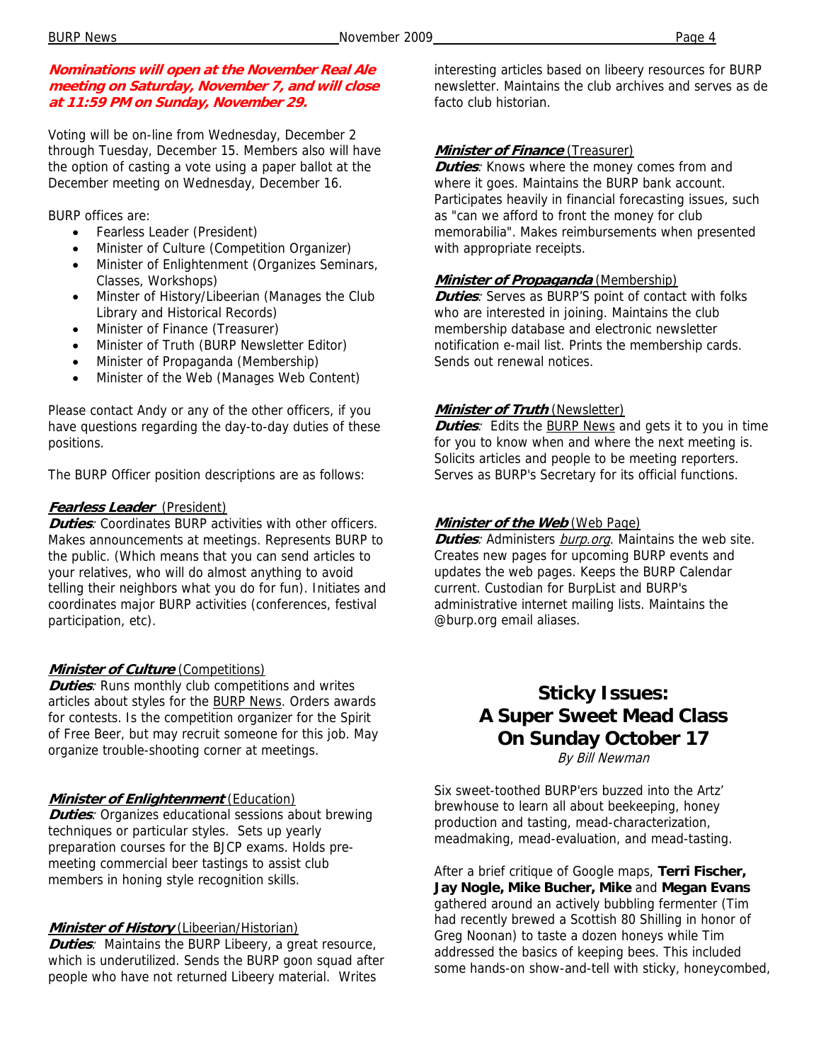***Nominations will open at the November Real Ale meeting on Saturday, November 7, and will close at 11:59 PM on Sunday, November 29.***

Voting will be on-line from Wednesday, December 2 through Tuesday, December 15. Members also will have the option of casting a vote using a paper ballot at the December meeting on Wednesday, December 16.

BURP offices are:

- Fearless Leader (President)
- Minister of Culture (Competition Organizer)
- Minister of Enlightenment (Organizes Seminars, Classes, Workshops)
- Minster of History/Libeerian (Manages the Club Library and Historical Records)
- Minister of Finance (Treasurer)
- Minister of Truth (BURP Newsletter Editor)
- Minister of Propaganda (Membership)
- Minister of the Web (Manages Web Content)

Please contact Andy or any of the other officers, if you have questions regarding the day-to-day duties of these positions.

The BURP Officer position descriptions are as follows:

***Fearless Leader*** (President)
***Duties***: Coordinates BURP activities with other officers. Makes announcements at meetings. Represents BURP to the public. (Which means that you can send articles to your relatives, who will do almost anything to avoid telling their neighbors what you do for fun). Initiates and coordinates major BURP activities (conferences, festival participation, etc).

***Minister of Culture*** (Competitions)
***Duties***: Runs monthly club competitions and writes articles about styles for the BURP News. Orders awards for contests. Is the competition organizer for the Spirit of Free Beer, but may recruit someone for this job. May organize trouble-shooting corner at meetings.

***Minister of Enlightenment*** (Education)
***Duties***: Organizes educational sessions about brewing techniques or particular styles. Sets up yearly preparation courses for the BJCP exams. Holds pre-meeting commercial beer tastings to assist club members in honing style recognition skills.

***Minister of History*** (Libeerian/Historian)
***Duties***: Maintains the BURP Libeery, a great resource, which is underutilized. Sends the BURP goon squad after people who have not returned Libeery material. Writes interesting articles based on libeery resources for BURP newsletter. Maintains the club archives and serves as de facto club historian.

***Minister of Finance*** (Treasurer)
***Duties***: Knows where the money comes from and where it goes. Maintains the BURP bank account. Participates heavily in financial forecasting issues, such as "can we afford to front the money for club memorabilia". Makes reimbursements when presented with appropriate receipts.

***Minister of Propaganda*** (Membership)
***Duties***: Serves as BURP'S point of contact with folks who are interested in joining. Maintains the club membership database and electronic newsletter notification e-mail list. Prints the membership cards. Sends out renewal notices.

***Minister of Truth*** (Newsletter)
***Duties***: Edits the BURP News and gets it to you in time for you to know when and where the next meeting is. Solicits articles and people to be meeting reporters. Serves as BURP's Secretary for its official functions.

***Minister of the Web*** (Web Page)
***Duties***: Administers *burp.org*. Maintains the web site. Creates new pages for upcoming BURP events and updates the web pages. Keeps the BURP Calendar current. Custodian for BurpList and BURP's administrative internet mailing lists. Maintains the @burp.org email aliases.

## Sticky Issues: A Super Sweet Mead Class On Sunday October 17

*By Bill Newman*

Six sweet-toothed BURP'ers buzzed into the Artz' brewhouse to learn all about beekeeping, honey production and tasting, mead-characterization, meadmaking, mead-evaluation, and mead-tasting.

After a brief critique of Google maps, **Terri Fischer, Jay Nogle, Mike Bucher, Mike** and **Megan Evans** gathered around an actively bubbling fermenter (Tim had recently brewed a Scottish 80 Shilling in honor of Greg Noonan) to taste a dozen honeys while Tim addressed the basics of keeping bees. This included some hands-on show-and-tell with sticky, honeycombed,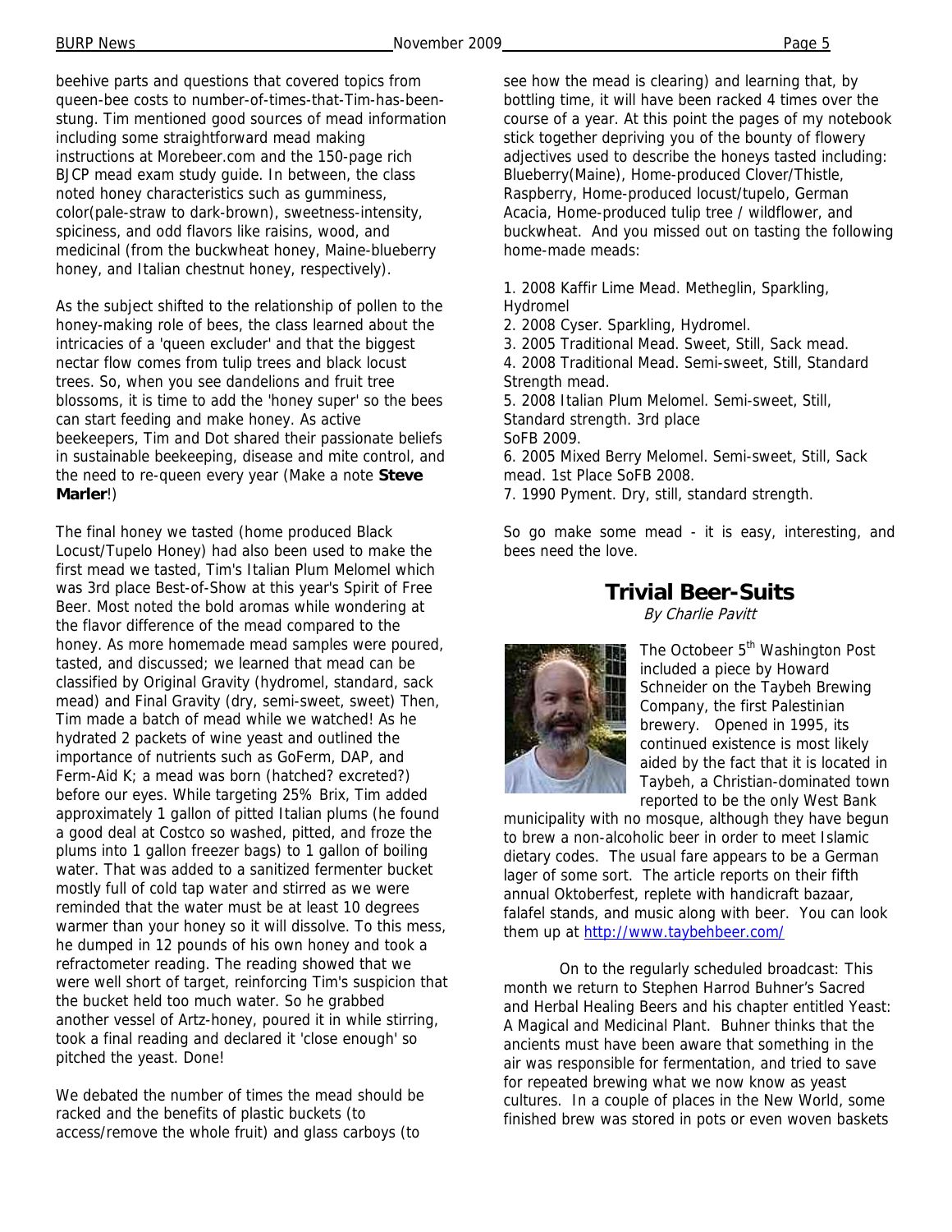beehive parts and questions that covered topics from queen-bee costs to number-of-times-that-Tim-has-been-stung. Tim mentioned good sources of mead information including some straightforward mead making instructions at Morebeer.com and the 150-page rich BJCP mead exam study guide. In between, the class noted honey characteristics such as gumminess, color(pale-straw to dark-brown), sweetness-intensity, spiciness, and odd flavors like raisins, wood, and medicinal (from the buckwheat honey, Maine-blueberry honey, and Italian chestnut honey, respectively).

As the subject shifted to the relationship of pollen to the honey-making role of bees, the class learned about the intricacies of a 'queen excluder' and that the biggest nectar flow comes from tulip trees and black locust trees. So, when you see dandelions and fruit tree blossoms, it is time to add the 'honey super' so the bees can start feeding and make honey. As active beekeepers, Tim and Dot shared their passionate beliefs in sustainable beekeeping, disease and mite control, and the need to re-queen every year (Make a note **Steve Marler**!)

The final honey we tasted (home produced Black Locust/Tupelo Honey) had also been used to make the first mead we tasted, Tim's Italian Plum Melomel which was 3rd place Best-of-Show at this year's Spirit of Free Beer. Most noted the bold aromas while wondering at the flavor difference of the mead compared to the honey. As more homemade mead samples were poured, tasted, and discussed; we learned that mead can be classified by Original Gravity (hydromel, standard, sack mead) and Final Gravity (dry, semi-sweet, sweet) Then, Tim made a batch of mead while we watched! As he hydrated 2 packets of wine yeast and outlined the importance of nutrients such as GoFerm, DAP, and Ferm-Aid K; a mead was born (hatched? excreted?) before our eyes. While targeting 25% Brix, Tim added approximately 1 gallon of pitted Italian plums (he found a good deal at Costco so washed, pitted, and froze the plums into 1 gallon freezer bags) to 1 gallon of boiling water. That was added to a sanitized fermenter bucket mostly full of cold tap water and stirred as we were reminded that the water must be at least 10 degrees warmer than your honey so it will dissolve. To this mess, he dumped in 12 pounds of his own honey and took a refractometer reading. The reading showed that we were well short of target, reinforcing Tim's suspicion that the bucket held too much water. So he grabbed another vessel of Artz-honey, poured it in while stirring, took a final reading and declared it 'close enough' so pitched the yeast. Done!

We debated the number of times the mead should be racked and the benefits of plastic buckets (to access/remove the whole fruit) and glass carboys (to see how the mead is clearing) and learning that, by bottling time, it will have been racked 4 times over the course of a year. At this point the pages of my notebook stick together depriving you of the bounty of flowery adjectives used to describe the honeys tasted including: Blueberry(Maine), Home-produced Clover/Thistle, Raspberry, Home-produced locust/tupelo, German Acacia, Home-produced tulip tree / wildflower, and buckwheat. And you missed out on tasting the following home-made meads:

1. 2008 Kaffir Lime Mead. Metheglin, Sparkling, Hydromel
2. 2008 Cyser. Sparkling, Hydromel.
3. 2005 Traditional Mead. Sweet, Still, Sack mead.
4. 2008 Traditional Mead. Semi-sweet, Still, Standard Strength mead.
5. 2008 Italian Plum Melomel. Semi-sweet, Still, Standard strength. 3rd place SoFB 2009.
6. 2005 Mixed Berry Melomel. Semi-sweet, Still, Sack mead. 1st Place SoFB 2008.
7. 1990 Pyment. Dry, still, standard strength.

So go make some mead - it is easy, interesting, and bees need the love.

## Trivial Beer-Suits

*By Charlie Pavitt*

The Octobeer 5th Washington Post included a piece by Howard Schneider on the Taybeh Brewing Company, the first Palestinian brewery. Opened in 1995, its continued existence is most likely aided by the fact that it is located in Taybeh, a Christian-dominated town reported to be the only West Bank municipality with no mosque, although they have begun to brew a non-alcoholic beer in order to meet Islamic dietary codes. The usual fare appears to be a German lager of some sort. The article reports on their fifth annual Oktoberfest, replete with handicraft bazaar, falafel stands, and music along with beer. You can look them up at http://www.taybehbeer.com/

On to the regularly scheduled broadcast: This month we return to Stephen Harrod Buhner's Sacred and Herbal Healing Beers and his chapter entitled Yeast: A Magical and Medicinal Plant. Buhner thinks that the ancients must have been aware that something in the air was responsible for fermentation, and tried to save for repeated brewing what we now know as yeast cultures. In a couple of places in the New World, some finished brew was stored in pots or even woven baskets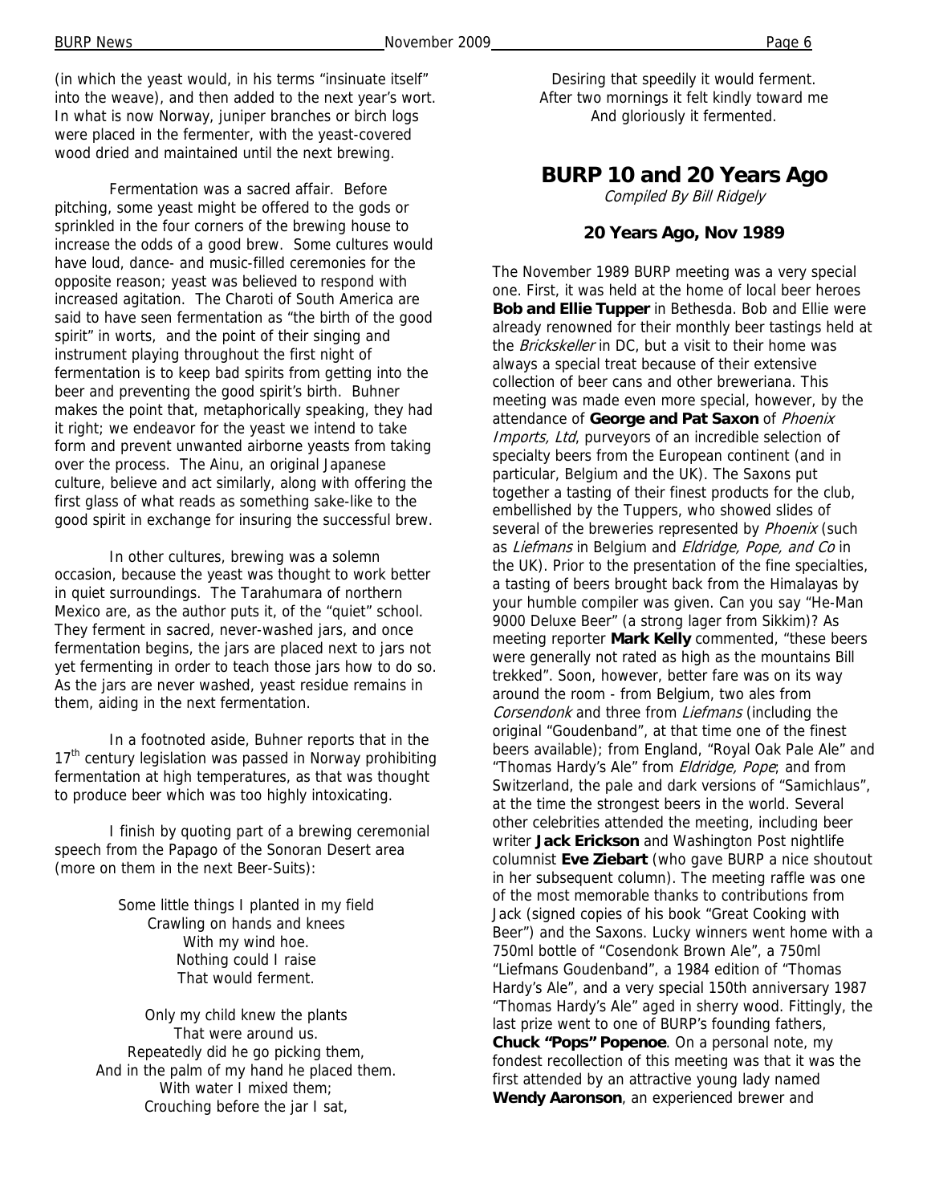(in which the yeast would, in his terms "insinuate itself" into the weave), and then added to the next year's wort. In what is now Norway, juniper branches or birch logs were placed in the fermenter, with the yeast-covered wood dried and maintained until the next brewing.

Fermentation was a sacred affair. Before pitching, some yeast might be offered to the gods or sprinkled in the four corners of the brewing house to increase the odds of a good brew. Some cultures would have loud, dance- and music-filled ceremonies for the opposite reason; yeast was believed to respond with increased agitation. The Charoti of South America are said to have seen fermentation as "the birth of the good spirit" in worts, and the point of their singing and instrument playing throughout the first night of fermentation is to keep bad spirits from getting into the beer and preventing the good spirit's birth. Buhner makes the point that, metaphorically speaking, they had it right; we endeavor for the yeast we intend to take form and prevent unwanted airborne yeasts from taking over the process. The Ainu, an original Japanese culture, believe and act similarly, along with offering the first glass of what reads as something sake-like to the good spirit in exchange for insuring the successful brew.

In other cultures, brewing was a solemn occasion, because the yeast was thought to work better in quiet surroundings. The Tarahumara of northern Mexico are, as the author puts it, of the "quiet" school. They ferment in sacred, never-washed jars, and once fermentation begins, the jars are placed next to jars not yet fermenting in order to teach those jars how to do so. As the jars are never washed, yeast residue remains in them, aiding in the next fermentation.

In a footnoted aside, Buhner reports that in the 17th century legislation was passed in Norway prohibiting fermentation at high temperatures, as that was thought to produce beer which was too highly intoxicating.

I finish by quoting part of a brewing ceremonial speech from the Papago of the Sonoran Desert area (more on them in the next Beer-Suits):

Some little things I planted in my field
Crawling on hands and knees
With my wind hoe.
Nothing could I raise
That would ferment.

Only my child knew the plants
That were around us.
Repeatedly did he go picking them,
And in the palm of my hand he placed them.
With water I mixed them;
Crouching before the jar I sat,
Desiring that speedily it would ferment.
After two mornings it felt kindly toward me
And gloriously it fermented.

## BURP 10 and 20 Years Ago

*Compiled By Bill Ridgely*

### 20 Years Ago, Nov 1989

The November 1989 BURP meeting was a very special one. First, it was held at the home of local beer heroes **Bob and Ellie Tupper** in Bethesda. Bob and Ellie were already renowned for their monthly beer tastings held at the *Brickskeller* in DC, but a visit to their home was always a special treat because of their extensive collection of beer cans and other breweriana. This meeting was made even more special, however, by the attendance of **George and Pat Saxon** of *Phoenix Imports, Ltd*, purveyors of an incredible selection of specialty beers from the European continent (and in particular, Belgium and the UK). The Saxons put together a tasting of their finest products for the club, embellished by the Tuppers, who showed slides of several of the breweries represented by *Phoenix* (such as *Liefmans* in Belgium and *Eldridge, Pope, and Co* in the UK). Prior to the presentation of the fine specialties, a tasting of beers brought back from the Himalayas by your humble compiler was given. Can you say "He-Man 9000 Deluxe Beer" (a strong lager from Sikkim)? As meeting reporter **Mark Kelly** commented, "these beers were generally not rated as high as the mountains Bill trekked". Soon, however, better fare was on its way around the room - from Belgium, two ales from *Corsendonk* and three from *Liefmans* (including the original "Goudenband", at that time one of the finest beers available); from England, "Royal Oak Pale Ale" and "Thomas Hardy's Ale" from *Eldridge, Pope*; and from Switzerland, the pale and dark versions of "Samichlaus", at the time the strongest beers in the world. Several other celebrities attended the meeting, including beer writer **Jack Erickson** and Washington Post nightlife columnist **Eve Ziebart** (who gave BURP a nice shoutout in her subsequent column). The meeting raffle was one of the most memorable thanks to contributions from Jack (signed copies of his book "Great Cooking with Beer") and the Saxons. Lucky winners went home with a 750ml bottle of "Cosendonk Brown Ale", a 750ml "Liefmans Goudenband", a 1984 edition of "Thomas Hardy's Ale", and a very special 150th anniversary 1987 "Thomas Hardy's Ale" aged in sherry wood. Fittingly, the last prize went to one of BURP's founding fathers, **Chuck "Pops" Popenoe**. On a personal note, my fondest recollection of this meeting was that it was the first attended by an attractive young lady named **Wendy Aaronson**, an experienced brewer and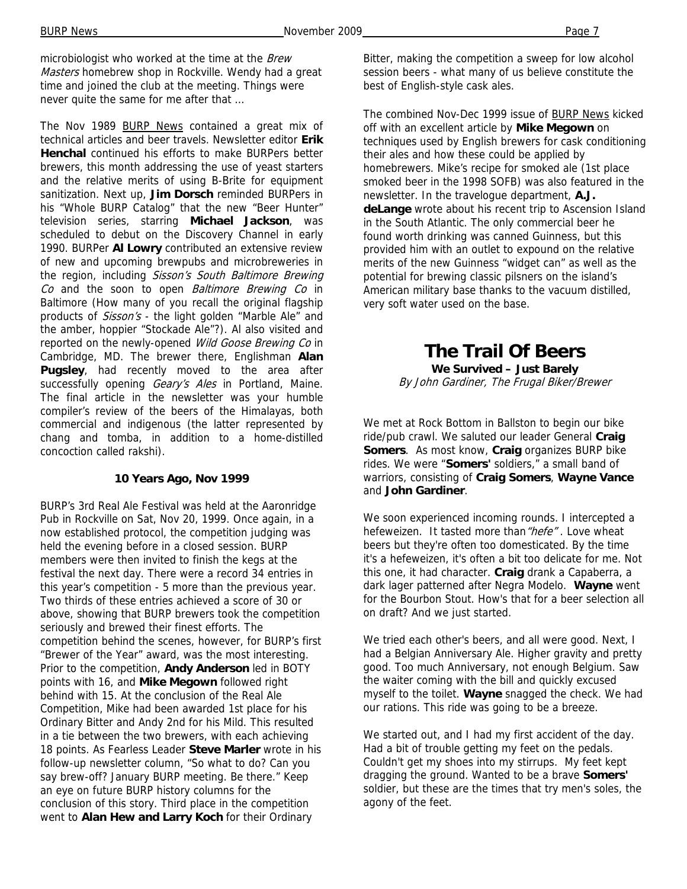microbiologist who worked at the time at the *Brew Masters* homebrew shop in Rockville. Wendy had a great time and joined the club at the meeting. Things were never quite the same for me after that ...

The Nov 1989 BURP News contained a great mix of technical articles and beer travels. Newsletter editor **Erik Henchal** continued his efforts to make BURPers better brewers, this month addressing the use of yeast starters and the relative merits of using B-Brite for equipment sanitization. Next up, **Jim Dorsch** reminded BURPers in his "Whole BURP Catalog" that the new "Beer Hunter" television series, starring **Michael Jackson**, was scheduled to debut on the Discovery Channel in early 1990. BURPer **Al Lowry** contributed an extensive review of new and upcoming brewpubs and microbreweries in the region, including *Sisson's South Baltimore Brewing Co* and the soon to open *Baltimore Brewing Co* in Baltimore (How many of you recall the original flagship products of *Sisson's* - the light golden "Marble Ale" and the amber, hoppier "Stockade Ale"?). Al also visited and reported on the newly-opened *Wild Goose Brewing Co* in Cambridge, MD. The brewer there, Englishman **Alan Pugsley**, had recently moved to the area after successfully opening *Geary's Ales* in Portland, Maine. The final article in the newsletter was your humble compiler's review of the beers of the Himalayas, both commercial and indigenous (the latter represented by chang and tomba, in addition to a home-distilled concoction called rakshi).

**10 Years Ago, Nov 1999**

BURP's 3rd Real Ale Festival was held at the Aaronridge Pub in Rockville on Sat, Nov 20, 1999. Once again, in a now established protocol, the competition judging was held the evening before in a closed session. BURP members were then invited to finish the kegs at the festival the next day. There were a record 34 entries in this year's competition - 5 more than the previous year. Two thirds of these entries achieved a score of 30 or above, showing that BURP brewers took the competition seriously and brewed their finest efforts. The competition behind the scenes, however, for BURP's first "Brewer of the Year" award, was the most interesting. Prior to the competition, **Andy Anderson** led in BOTY points with 16, and **Mike Megown** followed right behind with 15. At the conclusion of the Real Ale Competition, Mike had been awarded 1st place for his Ordinary Bitter and Andy 2nd for his Mild. This resulted in a tie between the two brewers, with each achieving 18 points. As Fearless Leader **Steve Marler** wrote in his follow-up newsletter column, "So what to do? Can you say brew-off? January BURP meeting. Be there." Keep an eye on future BURP history columns for the conclusion of this story. Third place in the competition went to **Alan Hew and Larry Koch** for their Ordinary Bitter, making the competition a sweep for low alcohol session beers - what many of us believe constitute the best of English-style cask ales.

The combined Nov-Dec 1999 issue of BURP News kicked off with an excellent article by **Mike Megown** on techniques used by English brewers for cask conditioning their ales and how these could be applied by homebrewers. Mike's recipe for smoked ale (1st place smoked beer in the 1998 SOFB) was also featured in the newsletter. In the travelogue department, **A.J. deLange** wrote about his recent trip to Ascension Island in the South Atlantic. The only commercial beer he found worth drinking was canned Guinness, but this provided him with an outlet to expound on the relative merits of the new Guinness "widget can" as well as the potential for brewing classic pilsners on the island's American military base thanks to the vacuum distilled, very soft water used on the base.

# The Trail Of Beers

**We Survived – Just Barely**

*By John Gardiner, The Frugal Biker/Brewer*

We met at Rock Bottom in Ballston to begin our bike ride/pub crawl. We saluted our leader General **Craig Somers**. As most know, **Craig** organizes BURP bike rides. We were "**Somers'** soldiers," a small band of warriors, consisting of **Craig Somers**, **Wayne Vance** and **John Gardiner**.

We soon experienced incoming rounds. I intercepted a hefeweizen. It tasted more than *"hefe"*. Love wheat beers but they're often too domesticated. By the time it's a hefeweizen, it's often a bit too delicate for me. Not this one, it had character. **Craig** drank a Capaberra, a dark lager patterned after Negra Modelo. **Wayne** went for the Bourbon Stout. How's that for a beer selection all on draft? And we just started.

We tried each other's beers, and all were good. Next, I had a Belgian Anniversary Ale. Higher gravity and pretty good. Too much Anniversary, not enough Belgium. Saw the waiter coming with the bill and quickly excused myself to the toilet. **Wayne** snagged the check. We had our rations. This ride was going to be a breeze.

We started out, and I had my first accident of the day. Had a bit of trouble getting my feet on the pedals. Couldn't get my shoes into my stirrups. My feet kept dragging the ground. Wanted to be a brave **Somers'** soldier, but these are the times that try men's soles, the agony of the feet.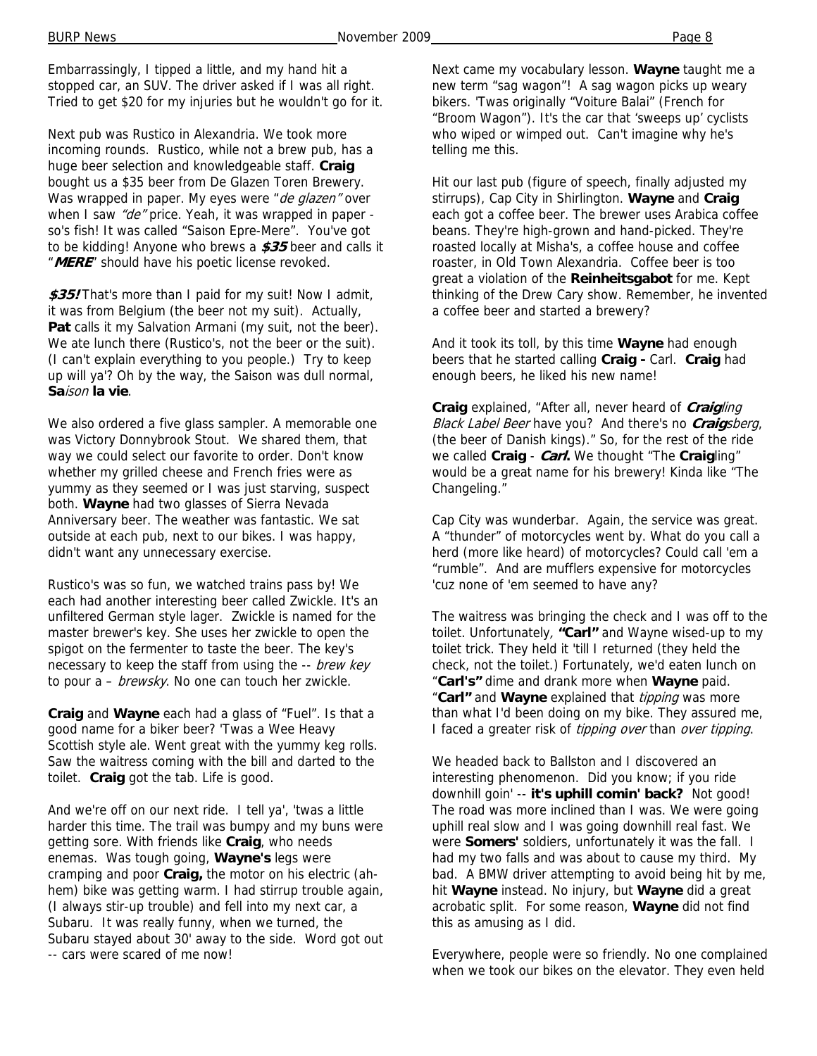Embarrassingly, I tipped a little, and my hand hit a stopped car, an SUV. The driver asked if I was all right. Tried to get $20 for my injuries but he wouldn't go for it.

Next pub was Rustico in Alexandria. We took more incoming rounds. Rustico, while not a brew pub, has a huge beer selection and knowledgeable staff. **Craig** bought us a $35 beer from De Glazen Toren Brewery. Was wrapped in paper. My eyes were "*de glazen*" over when I saw *"de"* price. Yeah, it was wrapped in paper - so's fish! It was called "Saison Epre-Mere". You've got to be kidding! Anyone who brews a ***$35*** beer and calls it "***MERE***" should have his poetic license revoked.

***$35!*** That's more than I paid for my suit! Now I admit, it was from Belgium (the beer not my suit). Actually, **Pat** calls it my Salvation Armani (my suit, not the beer). We ate lunch there (Rustico's, not the beer or the suit). (I can't explain everything to you people.) Try to keep up will ya'? Oh by the way, the Saison was dull normal, **Sa***ison* **la vie**.

We also ordered a five glass sampler. A memorable one was Victory Donnybrook Stout. We shared them, that way we could select our favorite to order. Don't know whether my grilled cheese and French fries were as yummy as they seemed or I was just starving, suspect both. **Wayne** had two glasses of Sierra Nevada Anniversary beer. The weather was fantastic. We sat outside at each pub, next to our bikes. I was happy, didn't want any unnecessary exercise.

Rustico's was so fun, we watched trains pass by! We each had another interesting beer called Zwickle. It's an unfiltered German style lager. Zwickle is named for the master brewer's key. She uses her zwickle to open the spigot on the fermenter to taste the beer. The key's necessary to keep the staff from using the -- *brew key* to pour a – *brewsky*. No one can touch her zwickle.

**Craig** and **Wayne** each had a glass of "Fuel". Is that a good name for a biker beer? 'Twas a Wee Heavy Scottish style ale. Went great with the yummy keg rolls. Saw the waitress coming with the bill and darted to the toilet. **Craig** got the tab. Life is good.

And we're off on our next ride. I tell ya', 'twas a little harder this time. The trail was bumpy and my buns were getting sore. With friends like **Craig**, who needs enemas. Was tough going, **Wayne's** legs were cramping and poor **Craig,** the motor on his electric (ah-hem) bike was getting warm. I had stirrup trouble again, (I always stir-up trouble) and fell into my next car, a Subaru. It was really funny, when we turned, the Subaru stayed about 30' away to the side. Word got out -- cars were scared of me now!

Next came my vocabulary lesson. **Wayne** taught me a new term "sag wagon"! A sag wagon picks up weary bikers. 'Twas originally "Voiture Balai" (French for "Broom Wagon"). It's the car that 'sweeps up' cyclists who wiped or wimped out. Can't imagine why he's telling me this.

Hit our last pub (figure of speech, finally adjusted my stirrups), Cap City in Shirlington. **Wayne** and **Craig** each got a coffee beer. The brewer uses Arabica coffee beans. They're high-grown and hand-picked. They're roasted locally at Misha's, a coffee house and coffee roaster, in Old Town Alexandria. Coffee beer is too great a violation of the **Reinheitsgabot** for me. Kept thinking of the Drew Cary show. Remember, he invented a coffee beer and started a brewery?

And it took its toll, by this time **Wayne** had enough beers that he started calling **Craig -** Carl. **Craig** had enough beers, he liked his new name!

**Craig** explained, "After all, never heard of ***Craig****ling Black Label Beer* have you? And there's no ***Craig****sberg*, (the beer of Danish kings)." So, for the rest of the ride we called **Craig** - ***Carl*.** We thought "The **Craig**ling" would be a great name for his brewery! Kinda like "The Changeling."

Cap City was wunderbar. Again, the service was great. A "thunder" of motorcycles went by. What do you call a herd (more like heard) of motorcycles? Could call 'em a "rumble". And are mufflers expensive for motorcycles 'cuz none of 'em seemed to have any?

The waitress was bringing the check and I was off to the toilet. Unfortunately, **"Carl"** and Wayne wised-up to my toilet trick. They held it 'till I returned (they held the check, not the toilet.) Fortunately, we'd eaten lunch on "**Carl's"** dime and drank more when **Wayne** paid. "**Carl"** and **Wayne** explained that *tipping* was more than what I'd been doing on my bike. They assured me, I faced a greater risk of *tipping over* than *over tipping*.

We headed back to Ballston and I discovered an interesting phenomenon. Did you know; if you ride downhill goin' -- **it's uphill comin' back?** Not good! The road was more inclined than I was. We were going uphill real slow and I was going downhill real fast. We were **Somers'** soldiers, unfortunately it was the fall. I had my two falls and was about to cause my third. My bad. A BMW driver attempting to avoid being hit by me, hit **Wayne** instead. No injury, but **Wayne** did a great acrobatic split. For some reason, **Wayne** did not find this as amusing as I did.

Everywhere, people were so friendly. No one complained when we took our bikes on the elevator. They even held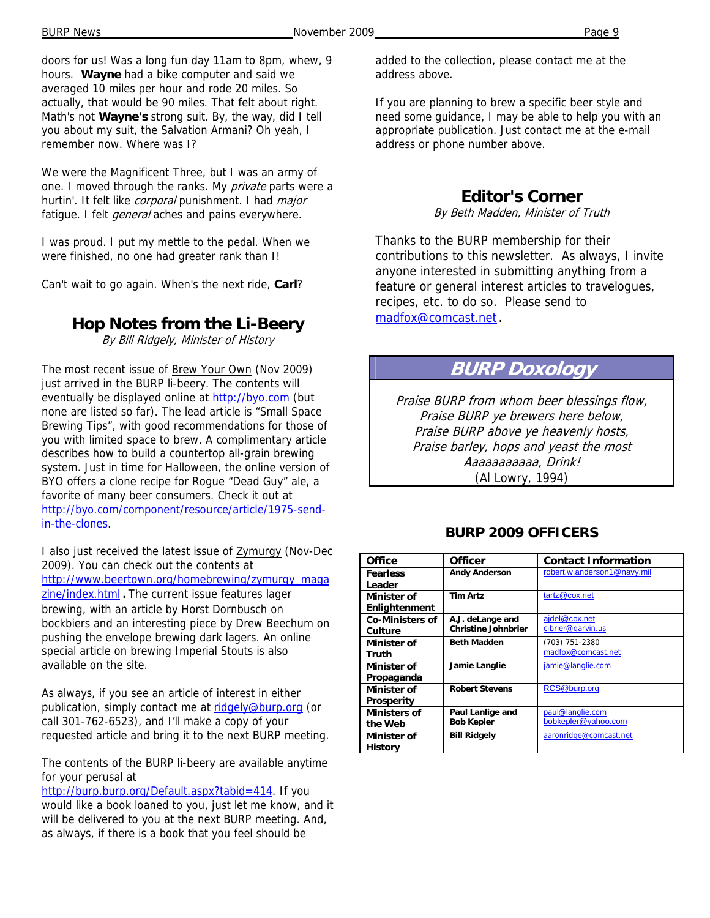doors for us! Was a long fun day 11am to 8pm, whew, 9 hours. **Wayne** had a bike computer and said we averaged 10 miles per hour and rode 20 miles. So actually, that would be 90 miles. That felt about right. Math's not **Wayne's** strong suit. By, the way, did I tell you about my suit, the Salvation Armani? Oh yeah, I remember now. Where was I?

We were the Magnificent Three, but I was an army of one. I moved through the ranks. My *private* parts were a hurtin'. It felt like *corporal* punishment. I had *major* fatigue. I felt *general* aches and pains everywhere.

I was proud. I put my mettle to the pedal. When we were finished, no one had greater rank than I!

Can't wait to go again. When's the next ride, **Carl**?

## Hop Notes from the Li-Beery

*By Bill Ridgely, Minister of History*

The most recent issue of Brew Your Own (Nov 2009) just arrived in the BURP li-beery. The contents will eventually be displayed online at http://byo.com (but none are listed so far). The lead article is "Small Space Brewing Tips", with good recommendations for those of you with limited space to brew. A complimentary article describes how to build a countertop all-grain brewing system. Just in time for Halloween, the online version of BYO offers a clone recipe for Rogue "Dead Guy" ale, a favorite of many beer consumers. Check it out at http://byo.com/component/resource/article/1975-send-in-the-clones.

I also just received the latest issue of Zymurgy (Nov-Dec 2009). You can check out the contents at http://www.beertown.org/homebrewing/zymurgy_magazine/index.html**.** The current issue features lager brewing, with an article by Horst Dornbusch on bockbiers and an interesting piece by Drew Beechum on pushing the envelope brewing dark lagers. An online special article on brewing Imperial Stouts is also available on the site.

As always, if you see an article of interest in either publication, simply contact me at ridgely@burp.org (or call 301-762-6523), and I'll make a copy of your requested article and bring it to the next BURP meeting.

The contents of the BURP li-beery are available anytime for your perusal at http://burp.burp.org/Default.aspx?tabid=414. If you would like a book loaned to you, just let me know, and it will be delivered to you at the next BURP meeting. And, as always, if there is a book that you feel should be added to the collection, please contact me at the address above.

If you are planning to brew a specific beer style and need some guidance, I may be able to help you with an appropriate publication. Just contact me at the e-mail address or phone number above.

## Editor's Corner

*By Beth Madden, Minister of Truth*

Thanks to the BURP membership for their contributions to this newsletter. As always, I invite anyone interested in submitting anything from a feature or general interest articles to travelogues, recipes, etc. to do so. Please send to madfox@comcast.net.

## *BURP Doxology*

*Praise BURP from whom beer blessings flow,*
*Praise BURP ye brewers here below,*
*Praise BURP above ye heavenly hosts,*
*Praise barley, hops and yeast the most*
*Aaaaaaaaaaa, Drink!*
(Al Lowry, 1994)

## BURP 2009 OFFICERS

| Office | Officer | Contact Information |
|---|---|---|
| **Fearless Leader** | **Andy Anderson** | robert.w.anderson1@navy.mil |
| **Minister of Enlightenment** | **Tim Artz** | tartz@cox.net |
| **Co-Ministers of Culture** | **A.J. deLange and Christine Johnbrier** | ajdel@cox.net<br>cjbrier@garvin.us |
| **Minister of Truth** | **Beth Madden** | (703) 751-2380<br>madfox@comcast.net |
| **Minister of Propaganda** | **Jamie Langlie** | jamie@langlie.com |
| **Minister of Prosperity** | **Robert Stevens** | RCS@burp.org |
| **Ministers of the Web** | **Paul Langlie and Bob Kepler** | paul@langlie.com<br>bobkepler@yahoo.com |
| **Minister of History** | **Bill Ridgely** | aaronridge@comcast.net |